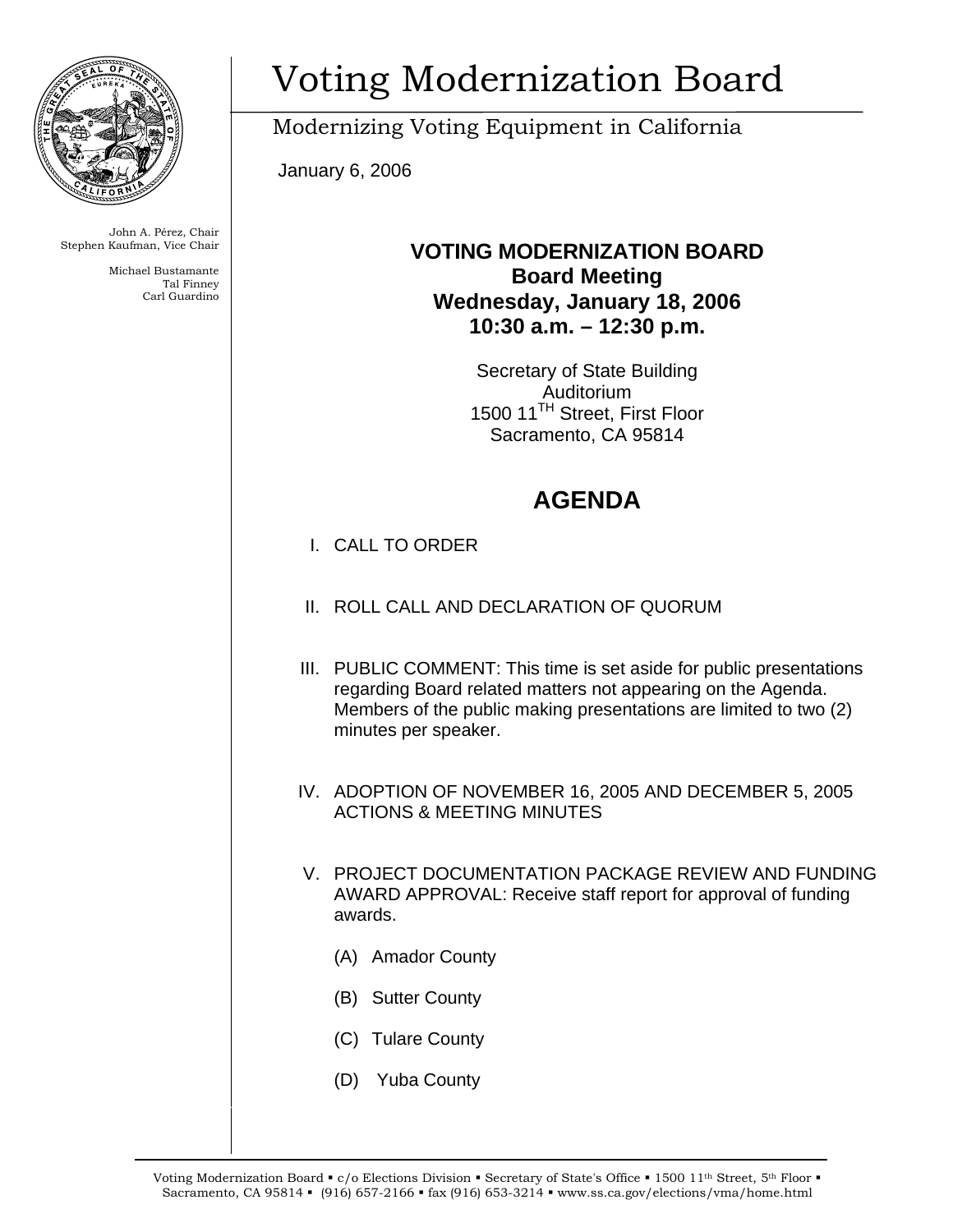# Voting Modernization Board

Modernizing Voting Equipment in California

January 6, 2006

John A. Pérez, Chair
Stephen Kaufman, Vice Chair

Michael Bustamante
Tal Finney
Carl Guardino

**VOTING MODERNIZATION BOARD**
**Board Meeting**
**Wednesday, January 18, 2006**
**10:30 a.m. – 12:30 p.m.**

Secretary of State Building
Auditorium
1500 11$^{TH}$ Street, First Floor
Sacramento, CA 95814

## AGENDA

I. CALL TO ORDER

II. ROLL CALL AND DECLARATION OF QUORUM

III. PUBLIC COMMENT: This time is set aside for public presentations regarding Board related matters not appearing on the Agenda. Members of the public making presentations are limited to two (2) minutes per speaker.

IV. ADOPTION OF NOVEMBER 16, 2005 AND DECEMBER 5, 2005 ACTIONS & MEETING MINUTES

V. PROJECT DOCUMENTATION PACKAGE REVIEW AND FUNDING AWARD APPROVAL: Receive staff report for approval of funding awards.

   (A) Amador County

   (B) Sutter County

   (C) Tulare County

   (D) Yuba County

Voting Modernization Board ▪ c/o Elections Division ▪ Secretary of State's Office ▪ 1500 11th Street, 5th Floor ▪ Sacramento, CA 95814 ▪ (916) 657-2166 ▪ fax (916) 653-3214 ▪ www.ss.ca.gov/elections/vma/home.html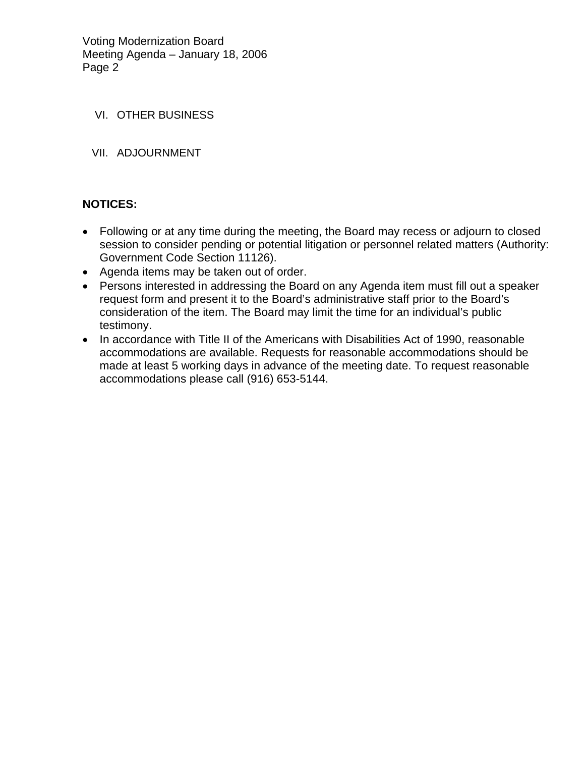VI. OTHER BUSINESS

VII. ADJOURNMENT

**NOTICES:**

- Following or at any time during the meeting, the Board may recess or adjourn to closed session to consider pending or potential litigation or personnel related matters (Authority: Government Code Section 11126).
- Agenda items may be taken out of order.
- Persons interested in addressing the Board on any Agenda item must fill out a speaker request form and present it to the Board's administrative staff prior to the Board's consideration of the item. The Board may limit the time for an individual's public testimony.
- In accordance with Title II of the Americans with Disabilities Act of 1990, reasonable accommodations are available. Requests for reasonable accommodations should be made at least 5 working days in advance of the meeting date. To request reasonable accommodations please call (916) 653-5144.